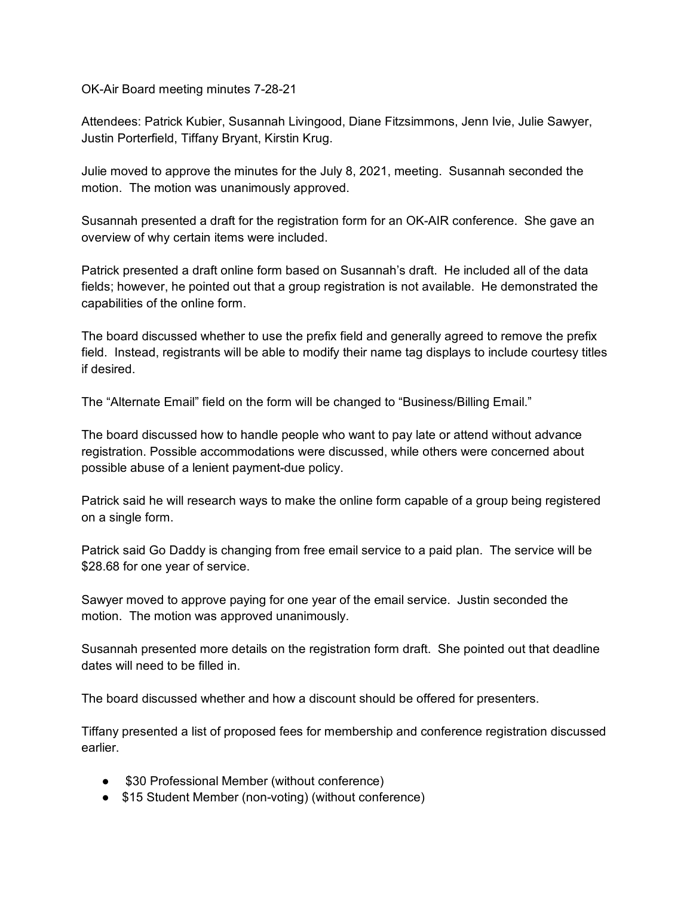OK-Air Board meeting minutes 7-28-21

Attendees: Patrick Kubier, Susannah Livingood, Diane Fitzsimmons, Jenn Ivie, Julie Sawyer, Justin Porterfield, Tiffany Bryant, Kirstin Krug.

Julie moved to approve the minutes for the July 8, 2021, meeting. Susannah seconded the motion. The motion was unanimously approved.

Susannah presented a draft for the registration form for an OK-AIR conference. She gave an overview of why certain items were included.

Patrick presented a draft online form based on Susannah's draft. He included all of the data fields; however, he pointed out that a group registration is not available. He demonstrated the capabilities of the online form.

The board discussed whether to use the prefix field and generally agreed to remove the prefix field. Instead, registrants will be able to modify their name tag displays to include courtesy titles if desired.

The "Alternate Email" field on the form will be changed to "Business/Billing Email."

The board discussed how to handle people who want to pay late or attend without advance registration. Possible accommodations were discussed, while others were concerned about possible abuse of a lenient payment-due policy.

Patrick said he will research ways to make the online form capable of a group being registered on a single form.

Patrick said Go Daddy is changing from free email service to a paid plan. The service will be $28.68 for one year of service.

Sawyer moved to approve paying for one year of the email service. Justin seconded the motion. The motion was approved unanimously.

Susannah presented more details on the registration form draft. She pointed out that deadline dates will need to be filled in.

The board discussed whether and how a discount should be offered for presenters.

Tiffany presented a list of proposed fees for membership and conference registration discussed earlier.

- $30 Professional Member (without conference)
- $15 Student Member (non-voting) (without conference)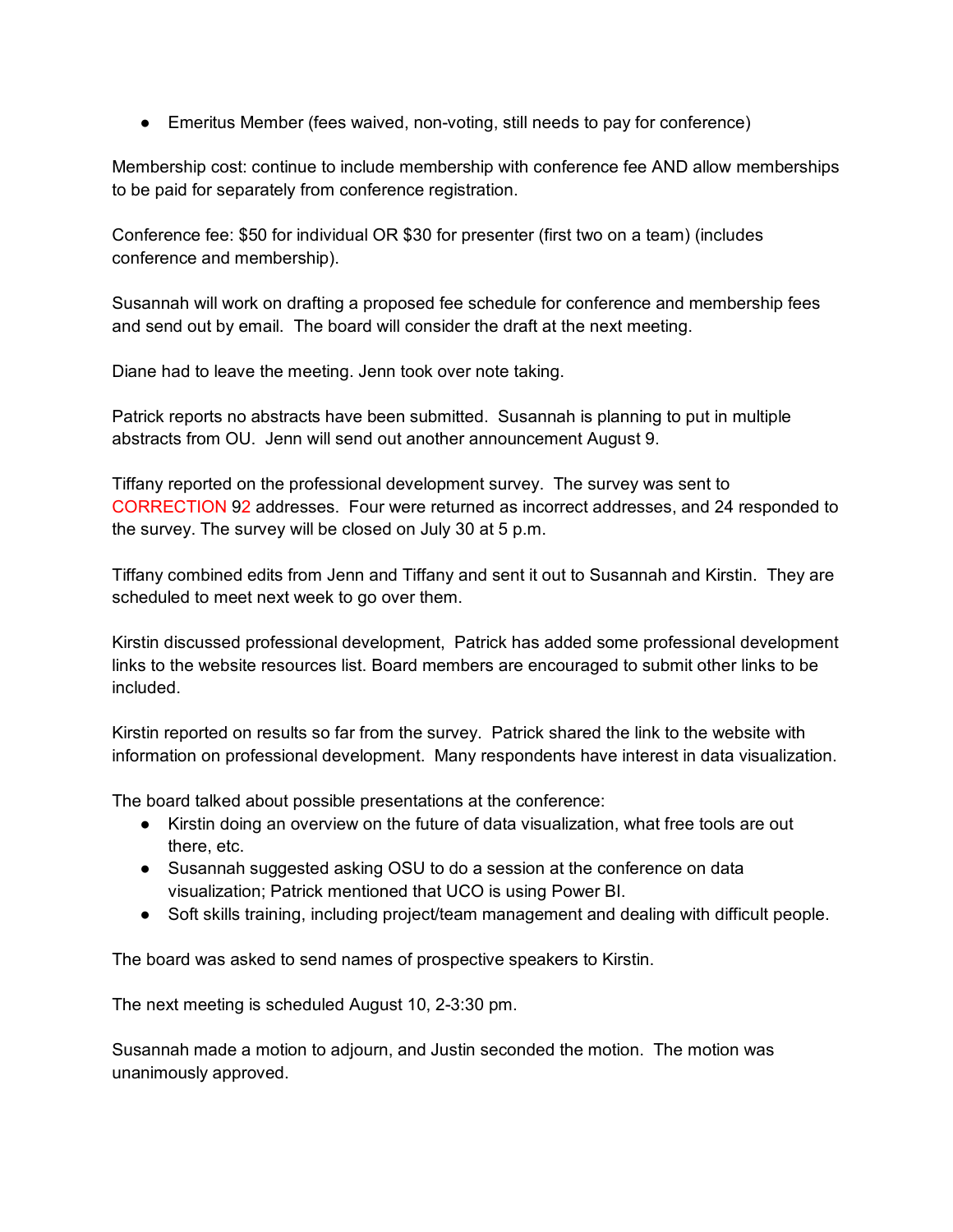- Emeritus Member (fees waived, non-voting, still needs to pay for conference)

Membership cost: continue to include membership with conference fee AND allow memberships to be paid for separately from conference registration.

Conference fee: $50 for individual OR $30 for presenter (first two on a team) (includes conference and membership).

Susannah will work on drafting a proposed fee schedule for conference and membership fees and send out by email. The board will consider the draft at the next meeting.

Diane had to leave the meeting. Jenn took over note taking.

Patrick reports no abstracts have been submitted. Susannah is planning to put in multiple abstracts from OU. Jenn will send out another announcement August 9.

Tiffany reported on the professional development survey. The survey was sent to CORRECTION 92 addresses. Four were returned as incorrect addresses, and 24 responded to the survey. The survey will be closed on July 30 at 5 p.m.

Tiffany combined edits from Jenn and Tiffany and sent it out to Susannah and Kirstin. They are scheduled to meet next week to go over them.

Kirstin discussed professional development, Patrick has added some professional development links to the website resources list. Board members are encouraged to submit other links to be included.

Kirstin reported on results so far from the survey. Patrick shared the link to the website with information on professional development. Many respondents have interest in data visualization.

The board talked about possible presentations at the conference:

- Kirstin doing an overview on the future of data visualization, what free tools are out there, etc.
- Susannah suggested asking OSU to do a session at the conference on data visualization; Patrick mentioned that UCO is using Power BI.
- Soft skills training, including project/team management and dealing with difficult people.

The board was asked to send names of prospective speakers to Kirstin.

The next meeting is scheduled August 10, 2-3:30 pm.

Susannah made a motion to adjourn, and Justin seconded the motion. The motion was unanimously approved.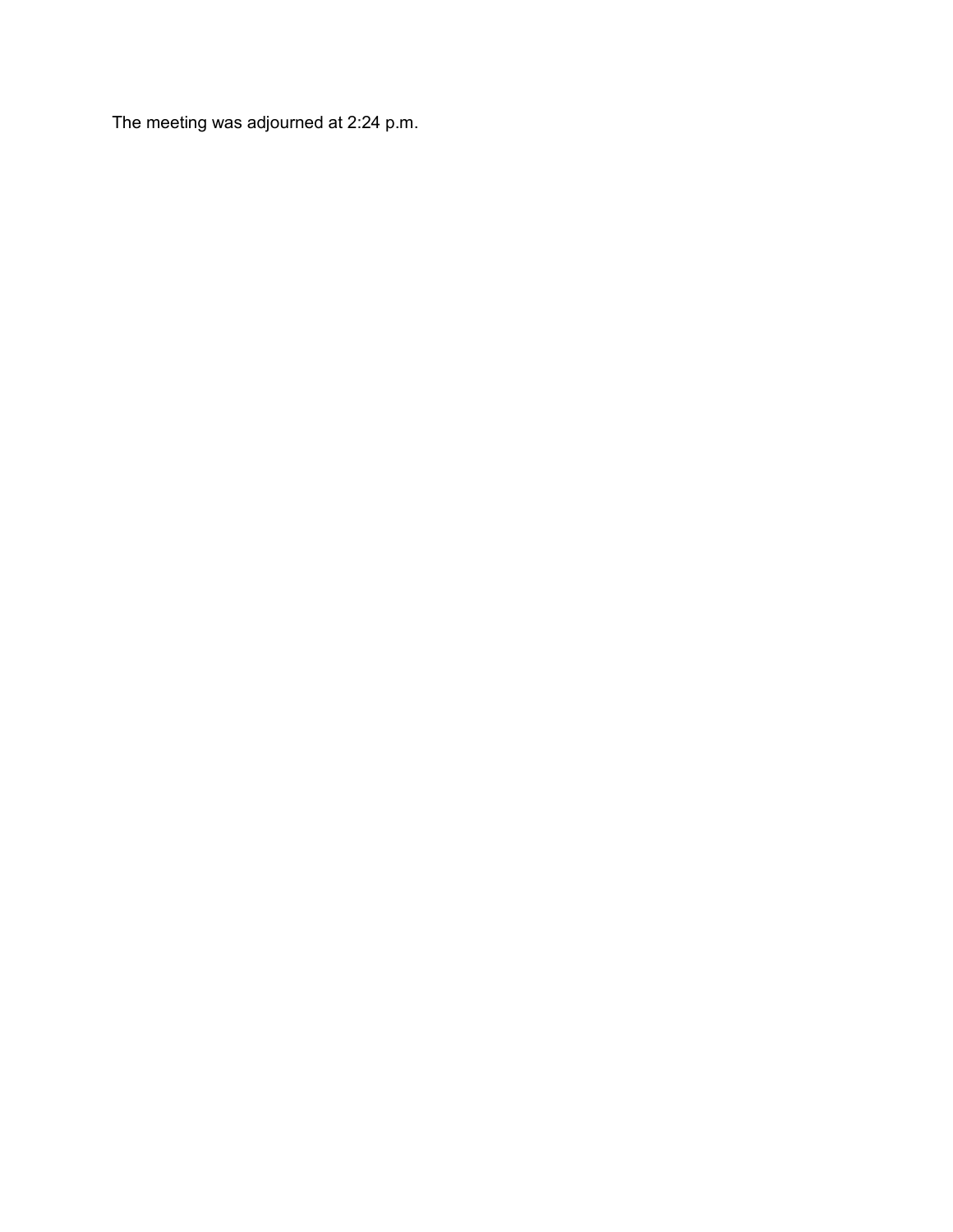The meeting was adjourned at 2:24 p.m.